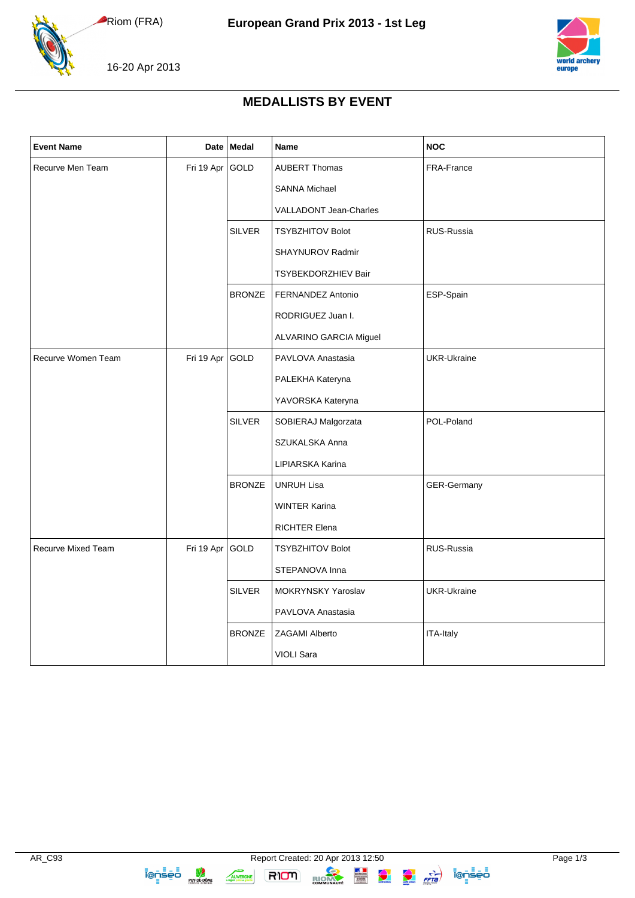Riom (FRA)

16-20 Apr 2013

**European Grand Prix 2013 - 1st Leg**

# MEDALLISTS BY EVENT

| Event Name | Date | Medal | Name | NOC |
|---|---|---|---|---|
| Recurve Men Team | Fri 19 Apr | GOLD | AUBERT Thomas<br>SANNA Michael<br>VALLADONT Jean-Charles | FRA-France |
| | | SILVER | TSYBZHITOV Bolot<br>SHAYNUROV Radmir<br>TSYBEKDORZHIEV Bair | RUS-Russia |
| | | BRONZE | FERNANDEZ Antonio<br>RODRIGUEZ Juan I.<br>ALVARINO GARCIA Miguel | ESP-Spain |
| Recurve Women Team | Fri 19 Apr | GOLD | PAVLOVA Anastasia<br>PALEKHA Kateryna<br>YAVORSKA Kateryna | UKR-Ukraine |
| | | SILVER | SOBIERAJ Malgorzata<br>SZUKALSKA Anna<br>LIPIARSKA Karina | POL-Poland |
| | | BRONZE | UNRUH Lisa<br>WINTER Karina<br>RICHTER Elena | GER-Germany |
| Recurve Mixed Team | Fri 19 Apr | GOLD | TSYBZHITOV Bolot<br>STEPANOVA Inna | RUS-Russia |
| | | SILVER | MOKRYNSKY Yaroslav<br>PAVLOVA Anastasia | UKR-Ukraine |
| | | BRONZE | ZAGAMI Alberto<br>VIOLI Sara | ITA-Italy |

AR_C93 Report Created: 20 Apr 2013 12:50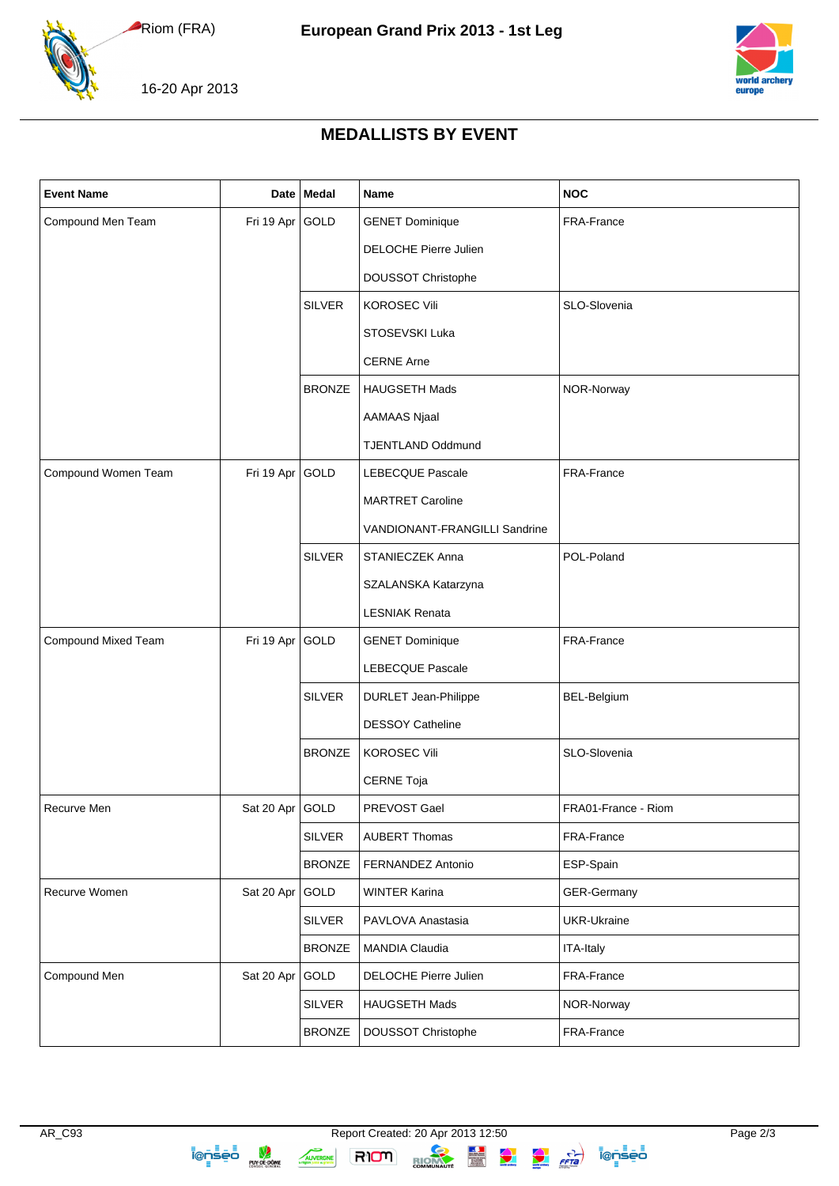Riom (FRA)

**European Grand Prix 2013 - 1st Leg**

16-20 Apr 2013

## MEDALLISTS BY EVENT

| Event Name | Date | Medal | Name | NOC |
|---|---|---|---|---|
| Compound Men Team | Fri 19 Apr | GOLD | GENET Dominique | FRA-France |
| | | | DELOCHE Pierre Julien | |
| | | | DOUSSOT Christophe | |
| | | SILVER | KOROSEC Vili | SLO-Slovenia |
| | | | STOSEVSKI Luka | |
| | | | CERNE Arne | |
| | | BRONZE | HAUGSETH Mads | NOR-Norway |
| | | | AAMAAS Njaal | |
| | | | TJENTLAND Oddmund | |
| Compound Women Team | Fri 19 Apr | GOLD | LEBECQUE Pascale | FRA-France |
| | | | MARTRET Caroline | |
| | | | VANDIONANT-FRANGILLI Sandrine | |
| | | SILVER | STANIECZEK Anna | POL-Poland |
| | | | SZALANSKA Katarzyna | |
| | | | LESNIAK Renata | |
| Compound Mixed Team | Fri 19 Apr | GOLD | GENET Dominique | FRA-France |
| | | | LEBECQUE Pascale | |
| | | SILVER | DURLET Jean-Philippe | BEL-Belgium |
| | | | DESSOY Catheline | |
| | | BRONZE | KOROSEC Vili | SLO-Slovenia |
| | | | CERNE Toja | |
| Recurve Men | Sat 20 Apr | GOLD | PREVOST Gael | FRA01-France - Riom |
| | | SILVER | AUBERT Thomas | FRA-France |
| | | BRONZE | FERNANDEZ Antonio | ESP-Spain |
| Recurve Women | Sat 20 Apr | GOLD | WINTER Karina | GER-Germany |
| | | SILVER | PAVLOVA Anastasia | UKR-Ukraine |
| | | BRONZE | MANDIA Claudia | ITA-Italy |
| Compound Men | Sat 20 Apr | GOLD | DELOCHE Pierre Julien | FRA-France |
| | | SILVER | HAUGSETH Mads | NOR-Norway |
| | | BRONZE | DOUSSOT Christophe | FRA-France |

AR_C93 Report Created: 20 Apr 2013 12:50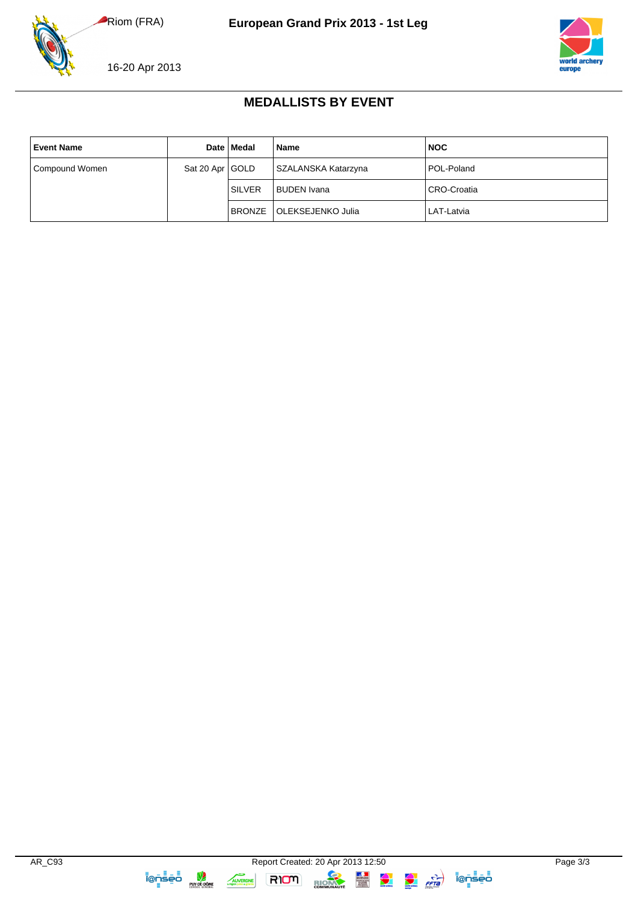# MEDALLISTS BY EVENT

| Event Name | Date | Medal | Name | NOC |
|---|---|---|---|---|
| Compound Women | Sat 20 Apr | GOLD | SZALANSKA Katarzyna | POL-Poland |
| | | SILVER | BUDEN Ivana | CRO-Croatia |
| | | BRONZE | OLEKSEJENKO Julia | LAT-Latvia |